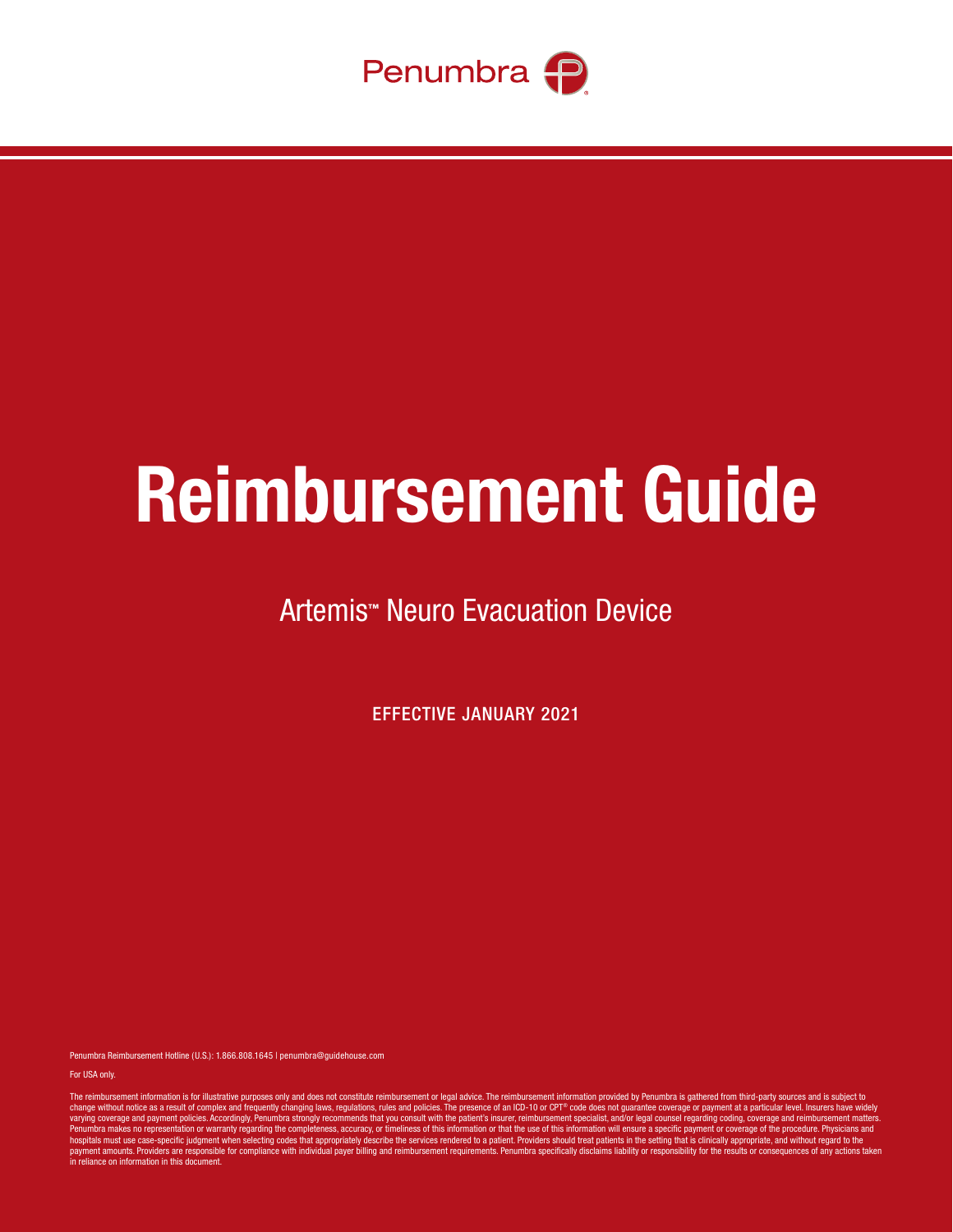Penumbra

# Reimbursement Guide

## Artemis™ Neuro Evacuation Device

**EFFECTIVE JANUARY 2021**

Penumbra Reimbursement Hotline (U.S.): 1.866.808.1645 | penumbra@guidehouse.com

For USA only.

The reimbursement information is for illustrative purposes only and does not constitute reimbursement or legal advice. The reimbursement information provided by Penumbra is gathered from third-party sources and is subject to change without notice as a result of complex and frequently changing laws, regulations, rules and policies. The presence of an ICD-10 or CPT® code does not guarantee coverage or payment at a particular level. Insurers have widely varying coverage and payment policies. Accordingly, Penumbra strongly recommends that you consult with the patient's insurer, reimbursement specialist, and/or legal counsel regarding coding, coverage and reimbursement matters. Penumbra makes no representation or warranty regarding the completeness, accuracy, or timeliness of this information or that the use of this information will ensure a specific payment or coverage of the procedure. Physicians and hospitals must use case-specific judgment when selecting codes that appropriately describe the services rendered to a patient. Providers should treat patients in the setting that is clinically appropriate, and without regard to the payment amounts. Providers are responsible for compliance with individual payer billing and reimbursement requirements. Penumbra specifically disclaims liability or responsibility for the results or consequences of any actions taken in reliance on information in this document.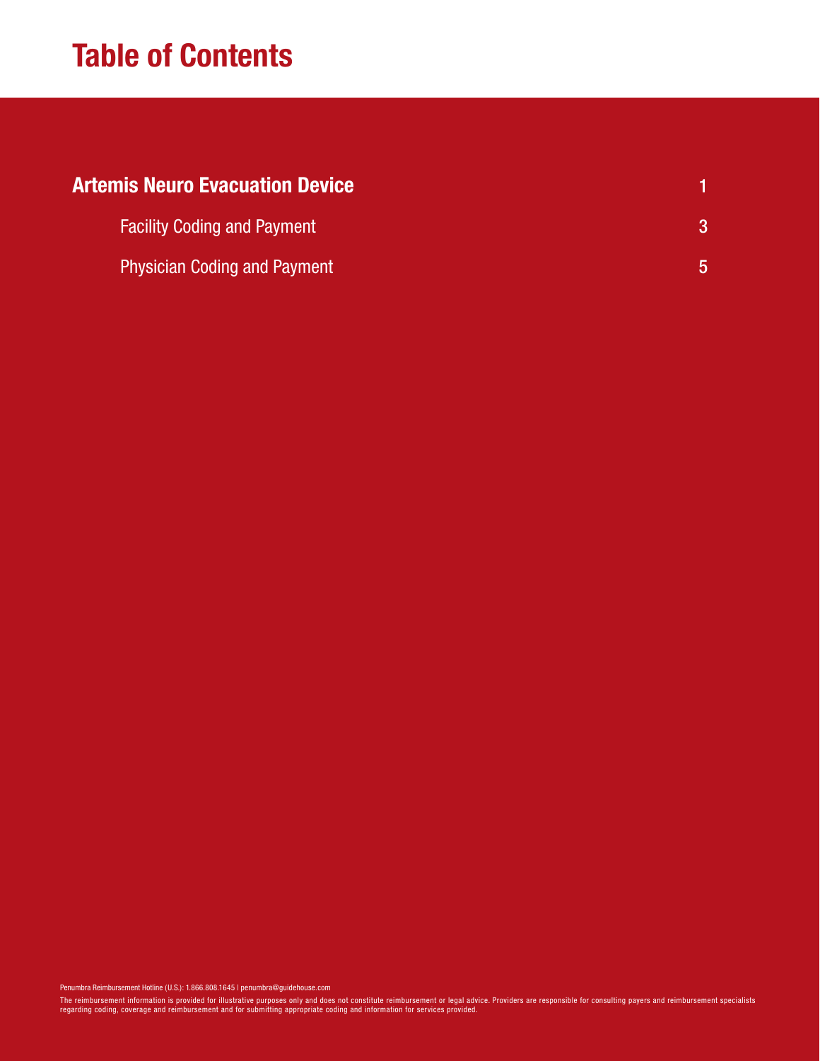# Table of Contents

| | |
|---|---|
| **Artemis Neuro Evacuation Device** | 1 |
| Facility Coding and Payment | 3 |
| Physician Coding and Payment | 5 |

Penumbra Reimbursement Hotline (U.S.): 1.866.808.1645 | penumbra@guidehouse.com

The reimbursement information is provided for illustrative purposes only and does not constitute reimbursement or legal advice. Providers are responsible for consulting payers and reimbursement specialists regarding coding, coverage and reimbursement and for submitting appropriate coding and information for services provided.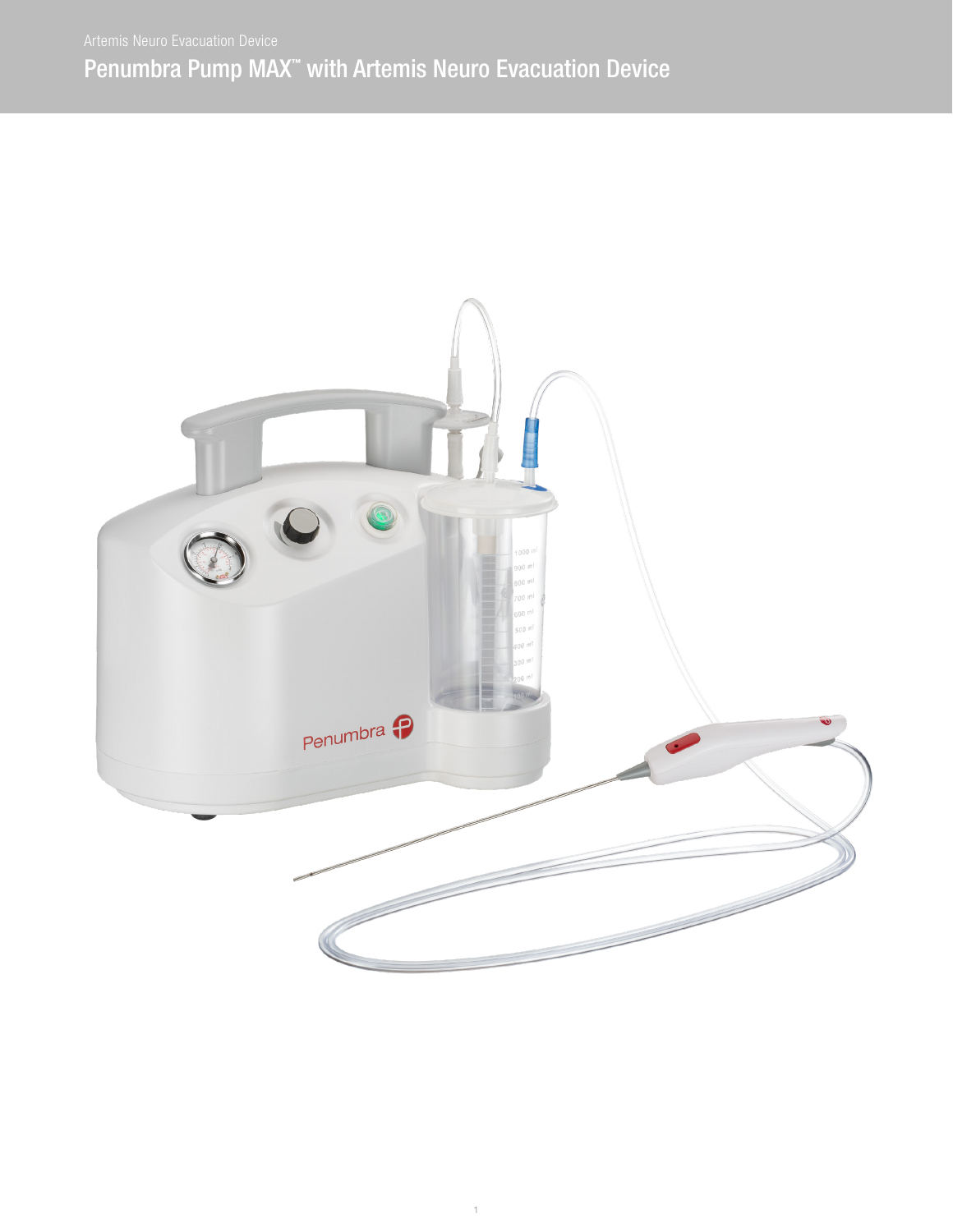Artemis Neuro Evacuation Device

# Penumbra Pump MAX™ with Artemis Neuro Evacuation Device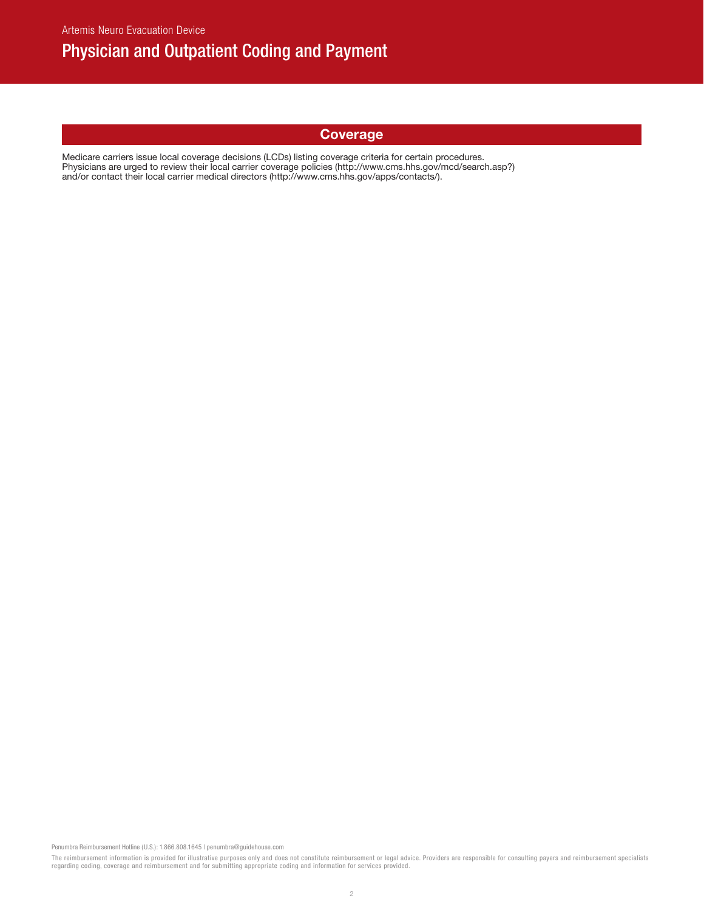## Coverage

Medicare carriers issue local coverage decisions (LCDs) listing coverage criteria for certain procedures. Physicians are urged to review their local carrier coverage policies (http://www.cms.hhs.gov/mcd/search.asp?) and/or contact their local carrier medical directors (http://www.cms.hhs.gov/apps/contacts/).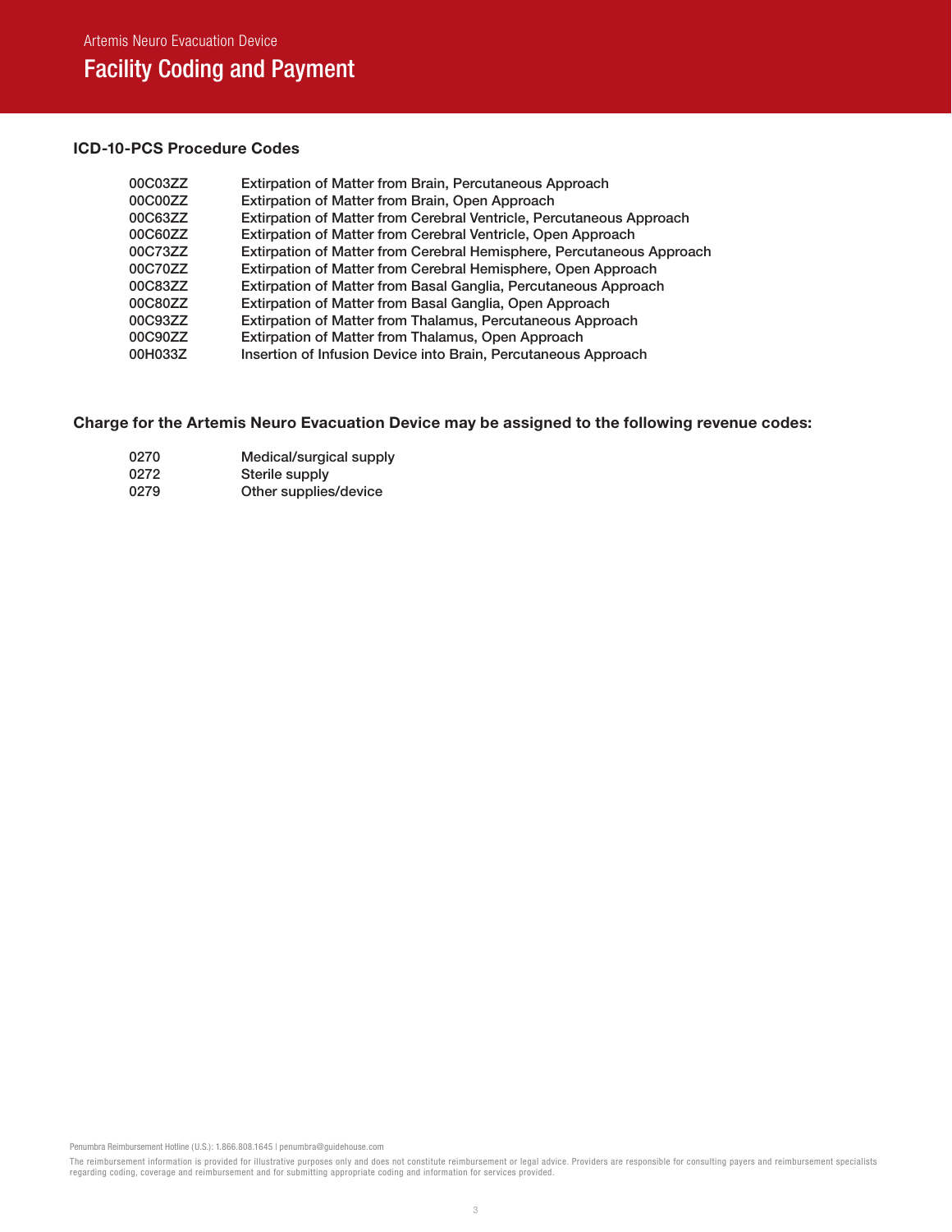Artemis Neuro Evacuation Device

# Facility Coding and Payment

### ICD-10-PCS Procedure Codes

| | |
|---|---|
| 00C03ZZ | Extirpation of Matter from Brain, Percutaneous Approach |
| 00C00ZZ | Extirpation of Matter from Brain, Open Approach |
| 00C63ZZ | Extirpation of Matter from Cerebral Ventricle, Percutaneous Approach |
| 00C60ZZ | Extirpation of Matter from Cerebral Ventricle, Open Approach |
| 00C73ZZ | Extirpation of Matter from Cerebral Hemisphere, Percutaneous Approach |
| 00C70ZZ | Extirpation of Matter from Cerebral Hemisphere, Open Approach |
| 00C83ZZ | Extirpation of Matter from Basal Ganglia, Percutaneous Approach |
| 00C80ZZ | Extirpation of Matter from Basal Ganglia, Open Approach |
| 00C93ZZ | Extirpation of Matter from Thalamus, Percutaneous Approach |
| 00C90ZZ | Extirpation of Matter from Thalamus, Open Approach |
| 00H033Z | Insertion of Infusion Device into Brain, Percutaneous Approach |

### Charge for the Artemis Neuro Evacuation Device may be assigned to the following revenue codes:

| | |
|---|---|
| 0270 | Medical/surgical supply |
| 0272 | Sterile supply |
| 0279 | Other supplies/device |

Penumbra Reimbursement Hotline (U.S.): 1.866.808.1645 | penumbra@guidehouse.com

The reimbursement information is provided for illustrative purposes only and does not constitute reimbursement or legal advice. Providers are responsible for consulting payers and reimbursement specialists regarding coding, coverage and reimbursement and for submitting appropriate coding and information for services provided.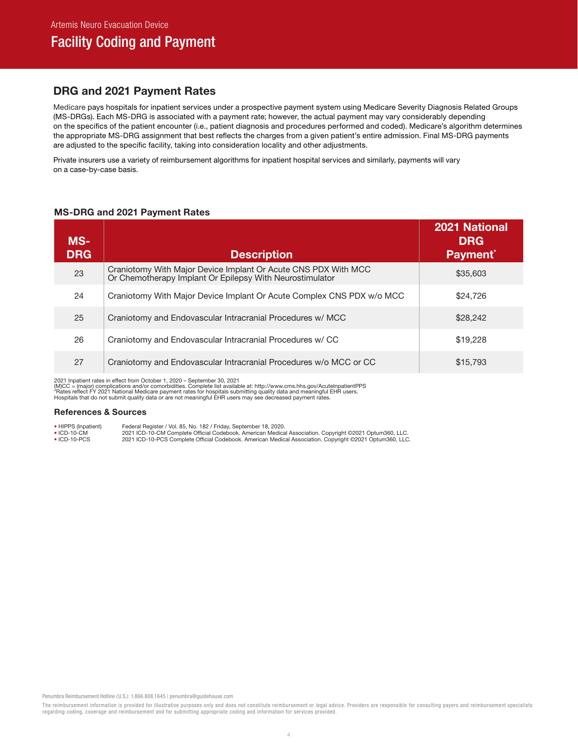Artemis Neuro Evacuation Device

# Facility Coding and Payment

## DRG and 2021 Payment Rates

Medicare pays hospitals for inpatient services under a prospective payment system using Medicare Severity Diagnosis Related Groups (MS-DRGs). Each MS-DRG is associated with a payment rate; however, the actual payment may vary considerably depending on the specifics of the patient encounter (i.e., patient diagnosis and procedures performed and coded). Medicare's algorithm determines the appropriate MS-DRG assignment that best reflects the charges from a given patient's entire admission. Final MS-DRG payments are adjusted to the specific facility, taking into consideration locality and other adjustments.

Private insurers use a variety of reimbursement algorithms for inpatient hospital services and similarly, payments will vary on a case-by-case basis.

### MS-DRG and 2021 Payment Rates

| MS-DRG | Description | 2021 National DRG Payment* |
|---|---|---|
| 23 | Craniotomy With Major Device Implant Or Acute CNS PDX With MCC Or Chemotherapy Implant Or Epilepsy With Neurostimulator | $35,603 |
| 24 | Craniotomy With Major Device Implant Or Acute Complex CNS PDX w/o MCC | $24,726 |
| 25 | Craniotomy and Endovascular Intracranial Procedures w/ MCC | $28,242 |
| 26 | Craniotomy and Endovascular Intracranial Procedures w/ CC | $19,228 |
| 27 | Craniotomy and Endovascular Intracranial Procedures w/o MCC or CC | $15,793 |

2021 Inpatient rates in effect from October 1, 2020 – September 30, 2021
(M)CC = (major) complications and/or comorbidities. Complete list available at: http://www.cms.hhs.gov/AcuteInpatientPPS
*Rates reflect FY 2021 National Medicare payment rates for hospitals submitting quality data and meaningful EHR users.
Hospitals that do not submit quality data or are not meaningful EHR users may see decreased payment rates.

### References & Sources

- HIPPS (Inpatient) — Federal Register / Vol. 85, No. 182 / Friday, September 18, 2020.
- ICD-10-CM — 2021 ICD-10-CM Complete Official Codebook. American Medical Association. Copyright ©2021 Optum360, LLC.
- ICD-10-PCS — 2021 ICD-10-PCS Complete Official Codebook. American Medical Association. Copyright ©2021 Optum360, LLC.

Penumbra Reimbursement Hotline (U.S.): 1.866.808.1645 | penumbra@guidehouse.com

The reimbursement information is provided for illustrative purposes only and does not constitute reimbursement or legal advice. Providers are responsible for consulting payers and reimbursement specialists regarding coding, coverage and reimbursement and for submitting appropriate coding and information for services provided.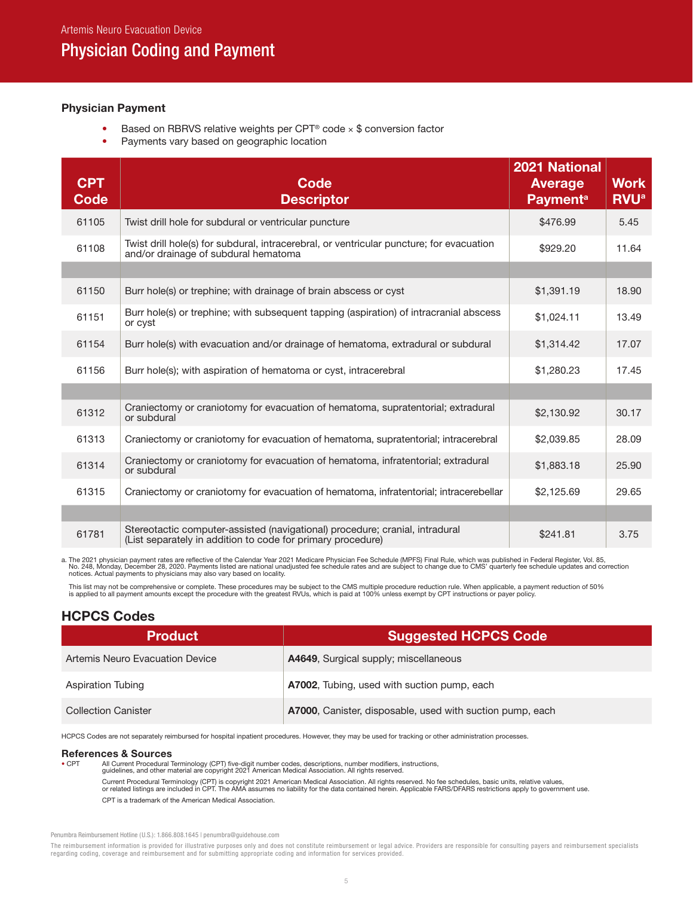Artemis Neuro Evacuation Device

# Physician Coding and Payment

### Physician Payment

- Based on RBRVS relative weights per CPT® code × $ conversion factor
- Payments vary based on geographic location

| CPT Code | Code Descriptor | 2021 National Average Payment[a] | Work RVU[a] |
|---|---|---|---|
| 61105 | Twist drill hole for subdural or ventricular puncture | $476.99 | 5.45 |
| 61108 | Twist drill hole(s) for subdural, intracerebral, or ventricular puncture; for evacuation and/or drainage of subdural hematoma | $929.20 | 11.64 |
| | | | |
| 61150 | Burr hole(s) or trephine; with drainage of brain abscess or cyst | $1,391.19 | 18.90 |
| 61151 | Burr hole(s) or trephine; with subsequent tapping (aspiration) of intracranial abscess or cyst | $1,024.11 | 13.49 |
| 61154 | Burr hole(s) with evacuation and/or drainage of hematoma, extradural or subdural | $1,314.42 | 17.07 |
| 61156 | Burr hole(s); with aspiration of hematoma or cyst, intracerebral | $1,280.23 | 17.45 |
| | | | |
| 61312 | Craniectomy or craniotomy for evacuation of hematoma, supratentorial; extradural or subdural | $2,130.92 | 30.17 |
| 61313 | Craniectomy or craniotomy for evacuation of hematoma, supratentorial; intracerebral | $2,039.85 | 28.09 |
| 61314 | Craniectomy or craniotomy for evacuation of hematoma, infratentorial; extradural or subdural | $1,883.18 | 25.90 |
| 61315 | Craniectomy or craniotomy for evacuation of hematoma, infratentorial; intracerebellar | $2,125.69 | 29.65 |
| | | | |
| 61781 | Stereotactic computer-assisted (navigational) procedure; cranial, intradural (List separately in addition to code for primary procedure) | $241.81 | 3.75 |

a. The 2021 physician payment rates are reflective of the Calendar Year 2021 Medicare Physician Fee Schedule (MPFS) Final Rule, which was published in Federal Register, Vol. 85, No. 248, Monday, December 28, 2020. Payments listed are national unadjusted fee schedule rates and are subject to change due to CMS' quarterly fee schedule updates and correction notices. Actual payments to physicians may also vary based on locality.

This list may not be comprehensive or complete. These procedures may be subject to the CMS multiple procedure reduction rule. When applicable, a payment reduction of 50% is applied to all payment amounts except the procedure with the greatest RVUs, which is paid at 100% unless exempt by CPT instructions or payer policy.

## HCPCS Codes

| Product | Suggested HCPCS Code |
|---|---|
| Artemis Neuro Evacuation Device | **A4649**, Surgical supply; miscellaneous |
| Aspiration Tubing | **A7002**, Tubing, used with suction pump, each |
| Collection Canister | **A7000**, Canister, disposable, used with suction pump, each |

HCPCS Codes are not separately reimbursed for hospital inpatient procedures. However, they may be used for tracking or other administration processes.

### References & Sources

- CPT All Current Procedural Terminology (CPT) five-digit number codes, descriptions, number modifiers, instructions, guidelines, and other material are copyright 2021 American Medical Association. All rights reserved.

  Current Procedural Terminology (CPT) is copyright 2021 American Medical Association. All rights reserved. No fee schedules, basic units, relative values, or related listings are included in CPT. The AMA assumes no liability for the data contained herein. Applicable FARS/DFARS restrictions apply to government use.

  CPT is a trademark of the American Medical Association.

Penumbra Reimbursement Hotline (U.S.): 1.866.808.1645 | penumbra@guidehouse.com

The reimbursement information is provided for illustrative purposes only and does not constitute reimbursement or legal advice. Providers are responsible for consulting payers and reimbursement specialists regarding coding, coverage and reimbursement and for submitting appropriate coding and information for services provided.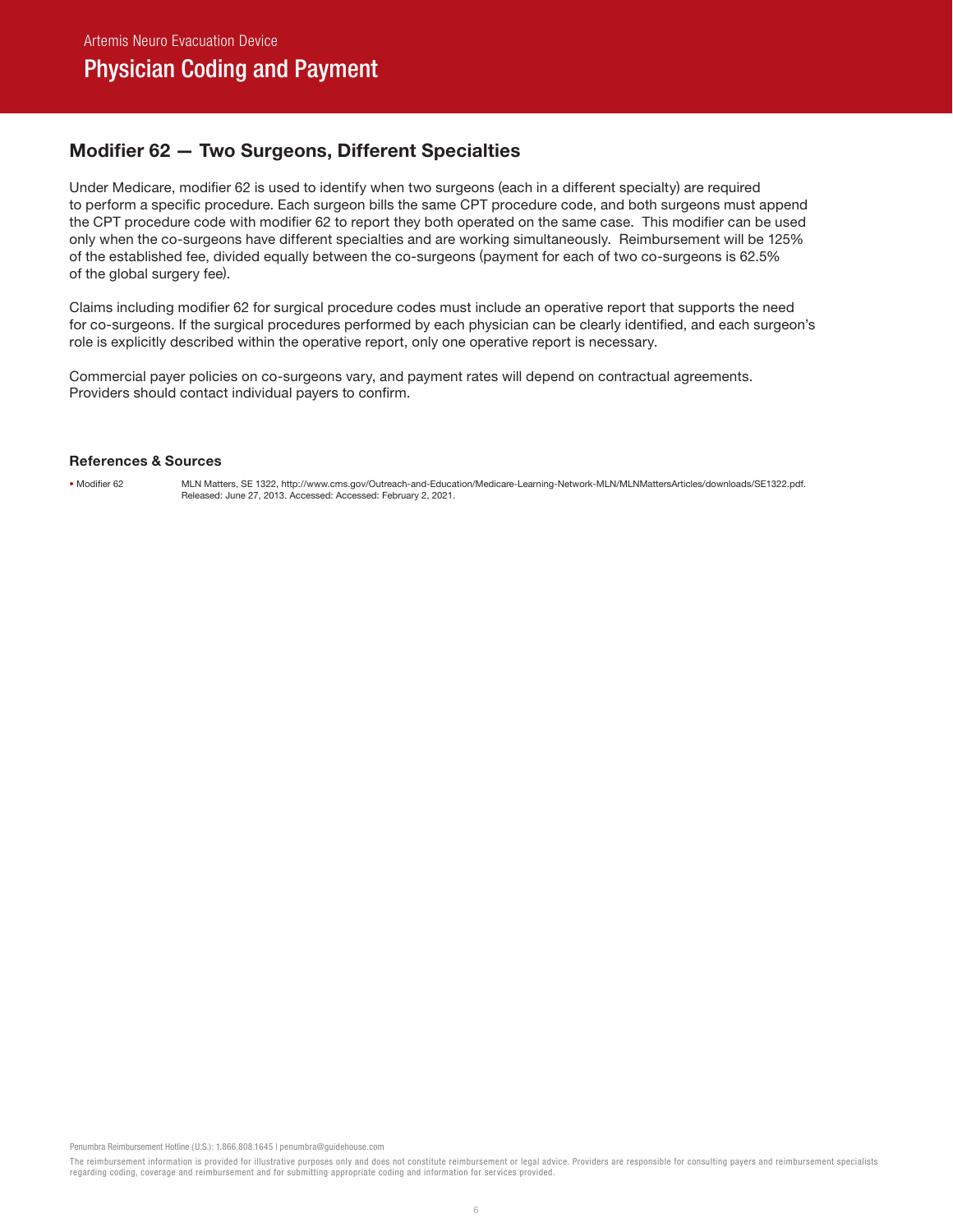## Modifier 62 — Two Surgeons, Different Specialties

Under Medicare, modifier 62 is used to identify when two surgeons (each in a different specialty) are required to perform a specific procedure. Each surgeon bills the same CPT procedure code, and both surgeons must append the CPT procedure code with modifier 62 to report they both operated on the same case. This modifier can be used only when the co-surgeons have different specialties and are working simultaneously. Reimbursement will be 125% of the established fee, divided equally between the co-surgeons (payment for each of two co-surgeons is 62.5% of the global surgery fee).

Claims including modifier 62 for surgical procedure codes must include an operative report that supports the need for co-surgeons. If the surgical procedures performed by each physician can be clearly identified, and each surgeon's role is explicitly described within the operative report, only one operative report is necessary.

Commercial payer policies on co-surgeons vary, and payment rates will depend on contractual agreements. Providers should contact individual payers to confirm.

### References & Sources

- Modifier 62 — MLN Matters, SE 1322, http://www.cms.gov/Outreach-and-Education/Medicare-Learning-Network-MLN/MLNMattersArticles/downloads/SE1322.pdf. Released: June 27, 2013. Accessed: Accessed: February 2, 2021.

Penumbra Reimbursement Hotline (U.S.): 1.866.808.1645 | penumbra@guidehouse.com

The reimbursement information is provided for illustrative purposes only and does not constitute reimbursement or legal advice. Providers are responsible for consulting payers and reimbursement specialists regarding coding, coverage and reimbursement and for submitting appropriate coding and information for services provided.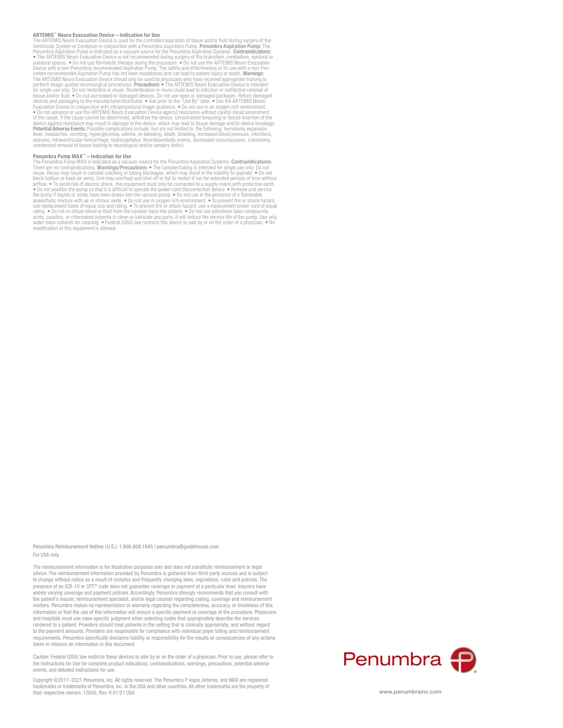**ARTEMIS™ Neuro Evacuation Device – Indication for Use**
The ARTEMIS Neuro Evacuation Device is used for the controlled aspiration of tissue and/or fluid during surgery of the Ventricular System or Cerebrum in conjunction with a Penumbra Aspiration Pump. **Penumbra Aspiration Pump:** The Penumbra Aspiration Pump is indicated as a vacuum source for the Penumbra Aspiration Systems. **Contraindications:** • The ARTEMIS Neuro Evacuation Device is not recommended during surgery of the brainstem, cerebellum, epidural or subdural spaces. • Do not use fibrinolytic therapy during the procedure. • Do not use the ARTEMIS Neuro Evacuation Device with a non-Penumbra recommended Aspiration Pump. The safety and effectiveness of its use with a non-Penumbra recommended Aspiration Pump has not been established and can lead to patient injury or death. **Warnings:** The ARTEMIS Neuro Evacuation Device should only be used by physicians who have received appropriate training to perform image-guided neurosurgical procedures. **Precautions:** • The ARTEMIS Neuro Evacuation Device is intended for single use only. Do not resterilize or reuse. Resterilization or reuse could lead to infection or ineffective removal of tissue and/or fluid. • Do not use kinked or damaged devices. Do not use open or damaged packages. Return damaged devices and packaging to the manufacturer/distributor. • Use prior to the "Use By" date. • Use the ARTEMIS Neuro Evacuation Device in conjunction with intraprocedural image-guidance. • Do not use in an oxygen rich environment. • Do not advance or use the ARTEMIS Neuro Evacuation Device against resistance without careful visual assessment of the cause. If the cause cannot be determined, withdraw the device. Unrestrained torqueing or forced insertion of the device against resistance may result in damage to the device, which may lead to tissue damage and/or device breakage. **Potential Adverse Events:** Possible complications include, but are not limited to, the following: hematoma expansion, fever, headaches, vomiting, hyperglycemia, edema, re-bleeding, death, bleeding, increased blood pressure, infections, seizures, intraventricular hemorrhage, hydrocephalus, thromboembolic events, decreased consciousness, craniotomy, unintended removal of tissue leading to neurological and/or sensory deficit.

**Penumbra Pump MAX™ – Indication for Use**
The Penumbra Pump MAX is indicated as a vacuum source for the Penumbra Aspiration Systems. **Contraindications:** There are no contraindications. **Warnings/Precautions:** • The canister/tubing is intended for single use only. Do not reuse. Reuse may result in canister cracking or tubing blockages, which may result in the inability to aspirate. • Do not block bottom or back air vents. Unit may overheat and shut off or fail to restart if run for extended periods of time without airflow. • To avoid risk of electric shock, this equipment must only be connected to a supply mains with protective earth. • Do not position the pump so that it is difficult to operate the power cord disconnection device. • Remove and service the pump if liquids or solids have been drawn into the vacuum pump. • Do not use in the presence of a flammable anaesthetic mixture with air or nitrous oxide. • Do not use in oxygen rich environment. • To prevent fire or shock hazard, use replacement fuses of equal size and rating. • To prevent fire or shock hazard, use a replacement power cord of equal rating. • Do not re-infuse blood or fluid from the canister back into patient. • Do not use petroleum base compounds, acids, caustics, or chlorinated solvents to clean or lubricate any parts. It will reduce the service life of the pump. Use only water-base solvents for cleaning. • Federal (USA) law restricts this device to sale by or on the order of a physician. • No modification of this equipment is allowed.

Penumbra Reimbursement Hotline (U.S.): 1.866.808.1645 | penumbra@guidehouse.com

For USA only.

The reimbursement information is for illustrative purposes only and does not constitute reimbursement or legal advice. The reimbursement information provided by Penumbra is gathered from third-party sources and is subject to change without notice as a result of complex and frequently changing laws, regulations, rules and policies. The presence of an ICD-10 or CPT® code does not guarantee coverage or payment at a particular level. Insurers have widely varying coverage and payment policies. Accordingly, Penumbra strongly recommends that you consult with the patient's insurer, reimbursement specialist, and/or legal counsel regarding coding, coverage and reimbursement matters. Penumbra makes no representation or warranty regarding the completeness, accuracy, or timeliness of this information or that the use of this information will ensure a specific payment or coverage of the procedure. Physicians and hospitals must use case-specific judgment when selecting codes that appropriately describe the services rendered to a patient. Providers should treat patients in the setting that is clinically appropriate, and without regard to the payment amounts. Providers are responsible for compliance with individual payer billing and reimbursement requirements. Penumbra specifically disclaims liability or responsibility for the results or consequences of any actions taken in reliance on information in this document.

Caution: Federal (USA) law restricts these devices to sale by or on the order of a physician. Prior to use, please refer to the Instructions for Use for complete product indications, contraindications, warnings, precautions, potential adverse events, and detailed instructions for use.

Copyright ©2017–2021 Penumbra, Inc. All rights reserved. The Penumbra P logos, Artemis, and MAX are registered trademarks or trademarks of Penumbra, Inc. in the USA and other countries. All other trademarks are the property of their respective owners. 12630, Rev. H 01/21 USA

Penumbra

www.penumbrainc.com